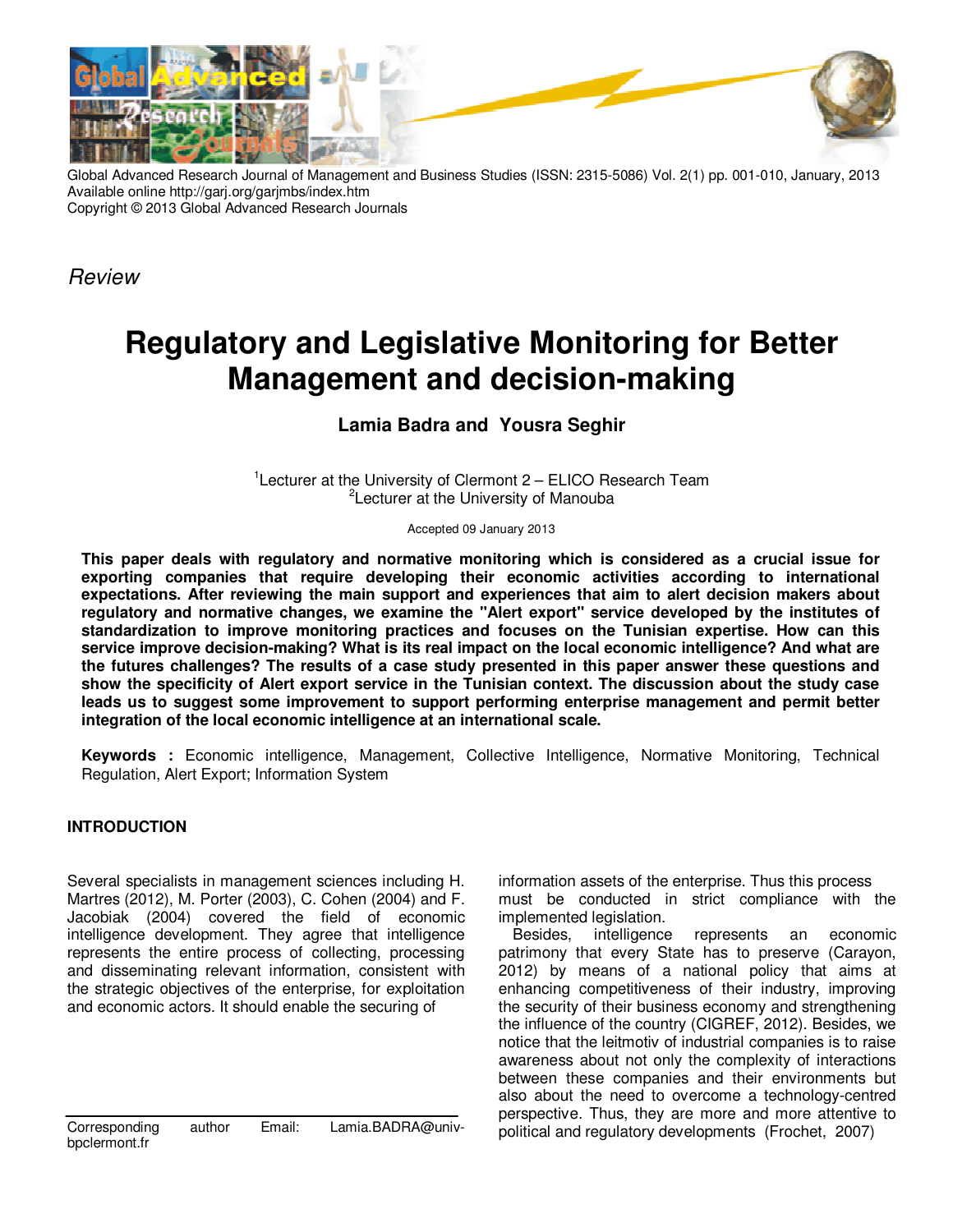*Review*

# Regulatory and Legislative Monitoring for Better Management and decision-making

**Lamia Badra and Yousra Seghir**

[1]Lecturer at the University of Clermont 2 – ELICO Research Team
[2]Lecturer at the University of Manouba

Accepted 09 January 2013

**This paper deals with regulatory and normative monitoring which is considered as a crucial issue for exporting companies that require developing their economic activities according to international expectations. After reviewing the main support and experiences that aim to alert decision makers about regulatory and normative changes, we examine the "Alert export" service developed by the institutes of standardization to improve monitoring practices and focuses on the Tunisian expertise. How can this service improve decision-making? What is its real impact on the local economic intelligence? And what are the futures challenges? The results of a case study presented in this paper answer these questions and show the specificity of Alert export service in the Tunisian context. The discussion about the study case leads us to suggest some improvement to support performing enterprise management and permit better integration of the local economic intelligence at an international scale.**

**Keywords :** Economic intelligence, Management, Collective Intelligence, Normative Monitoring, Technical Regulation, Alert Export; Information System

## INTRODUCTION

Several specialists in management sciences including H. Martres (2012), M. Porter (2003), C. Cohen (2004) and F. Jacobiak (2004) covered the field of economic intelligence development. They agree that intelligence represents the entire process of collecting, processing and disseminating relevant information, consistent with the strategic objectives of the enterprise, for exploitation and economic actors. It should enable the securing of information assets of the enterprise. Thus this process must be conducted in strict compliance with the implemented legislation.

Besides, intelligence represents an economic patrimony that every State has to preserve (Carayon, 2012) by means of a national policy that aims at enhancing competitiveness of their industry, improving the security of their business economy and strengthening the influence of the country (CIGREF, 2012). Besides, we notice that the leitmotiv of industrial companies is to raise awareness about not only the complexity of interactions between these companies and their environments but also about the need to overcome a technology-centred perspective. Thus, they are more and more attentive to political and regulatory developments (Frochet, 2007)

Corresponding author Email: Lamia.BADRA@univ-bpclermont.fr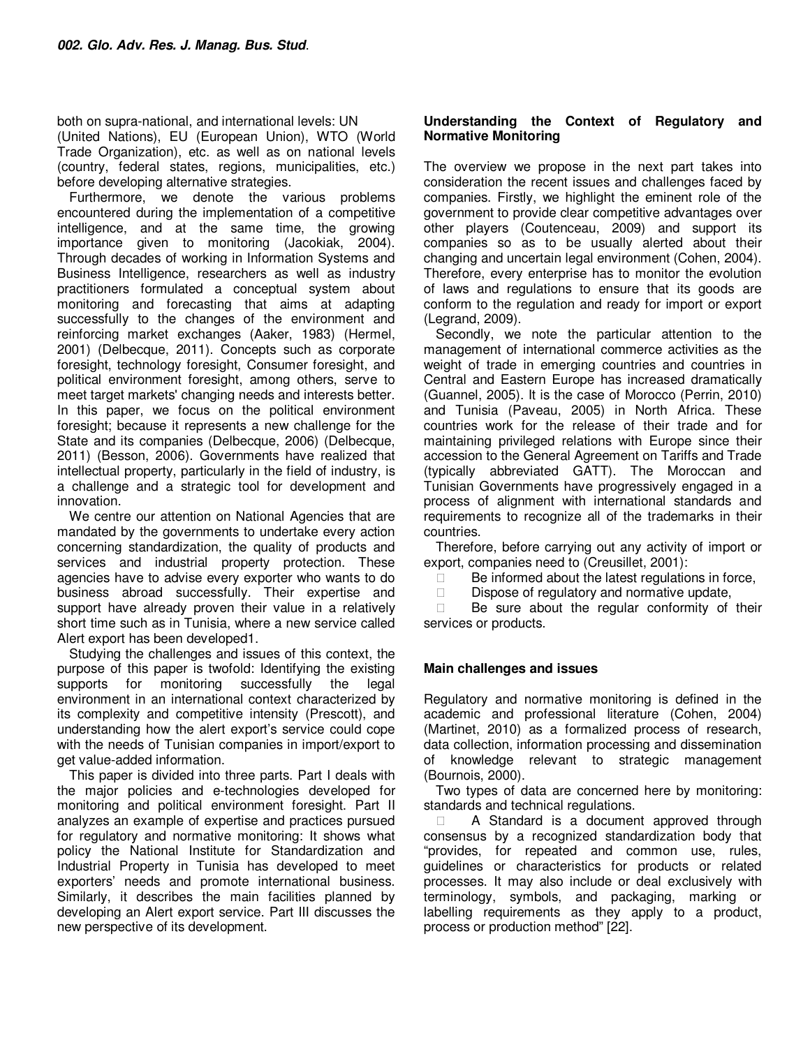both on supra-national, and international levels: UN (United Nations), EU (European Union), WTO (World Trade Organization), etc. as well as on national levels (country, federal states, regions, municipalities, etc.) before developing alternative strategies.

Furthermore, we denote the various problems encountered during the implementation of a competitive intelligence, and at the same time, the growing importance given to monitoring (Jacokiak, 2004). Through decades of working in Information Systems and Business Intelligence, researchers as well as industry practitioners formulated a conceptual system about monitoring and forecasting that aims at adapting successfully to the changes of the environment and reinforcing market exchanges (Aaker, 1983) (Hermel, 2001) (Delbecque, 2011). Concepts such as corporate foresight, technology foresight, Consumer foresight, and political environment foresight, among others, serve to meet target markets' changing needs and interests better. In this paper, we focus on the political environment foresight; because it represents a new challenge for the State and its companies (Delbecque, 2006) (Delbecque, 2011) (Besson, 2006). Governments have realized that intellectual property, particularly in the field of industry, is a challenge and a strategic tool for development and innovation.

We centre our attention on National Agencies that are mandated by the governments to undertake every action concerning standardization, the quality of products and services and industrial property protection. These agencies have to advise every exporter who wants to do business abroad successfully. Their expertise and support have already proven their value in a relatively short time such as in Tunisia, where a new service called Alert export has been developed1.

Studying the challenges and issues of this context, the purpose of this paper is twofold: Identifying the existing supports for monitoring successfully the legal environment in an international context characterized by its complexity and competitive intensity (Prescott), and understanding how the alert export's service could cope with the needs of Tunisian companies in import/export to get value-added information.

This paper is divided into three parts. Part I deals with the major policies and e-technologies developed for monitoring and political environment foresight. Part II analyzes an example of expertise and practices pursued for regulatory and normative monitoring: It shows what policy the National Institute for Standardization and Industrial Property in Tunisia has developed to meet exporters' needs and promote international business. Similarly, it describes the main facilities planned by developing an Alert export service. Part III discusses the new perspective of its development.

## Understanding the Context of Regulatory and Normative Monitoring

The overview we propose in the next part takes into consideration the recent issues and challenges faced by companies. Firstly, we highlight the eminent role of the government to provide clear competitive advantages over other players (Coutenceau, 2009) and support its companies so as to be usually alerted about their changing and uncertain legal environment (Cohen, 2004). Therefore, every enterprise has to monitor the evolution of laws and regulations to ensure that its goods are conform to the regulation and ready for import or export (Legrand, 2009).

Secondly, we note the particular attention to the management of international commerce activities as the weight of trade in emerging countries and countries in Central and Eastern Europe has increased dramatically (Guannel, 2005). It is the case of Morocco (Perrin, 2010) and Tunisia (Paveau, 2005) in North Africa. These countries work for the release of their trade and for maintaining privileged relations with Europe since their accession to the General Agreement on Tariffs and Trade (typically abbreviated GATT). The Moroccan and Tunisian Governments have progressively engaged in a process of alignment with international standards and requirements to recognize all of the trademarks in their countries.

Therefore, before carrying out any activity of import or export, companies need to (Creusillet, 2001):

- Be informed about the latest regulations in force,
- Dispose of regulatory and normative update,
- Be sure about the regular conformity of their services or products.

## Main challenges and issues

Regulatory and normative monitoring is defined in the academic and professional literature (Cohen, 2004) (Martinet, 2010) as a formalized process of research, data collection, information processing and dissemination of knowledge relevant to strategic management (Bournois, 2000).

Two types of data are concerned here by monitoring: standards and technical regulations.

- A Standard is a document approved through consensus by a recognized standardization body that "provides, for repeated and common use, rules, guidelines or characteristics for products or related processes. It may also include or deal exclusively with terminology, symbols, and packaging, marking or labelling requirements as they apply to a product, process or production method" [22].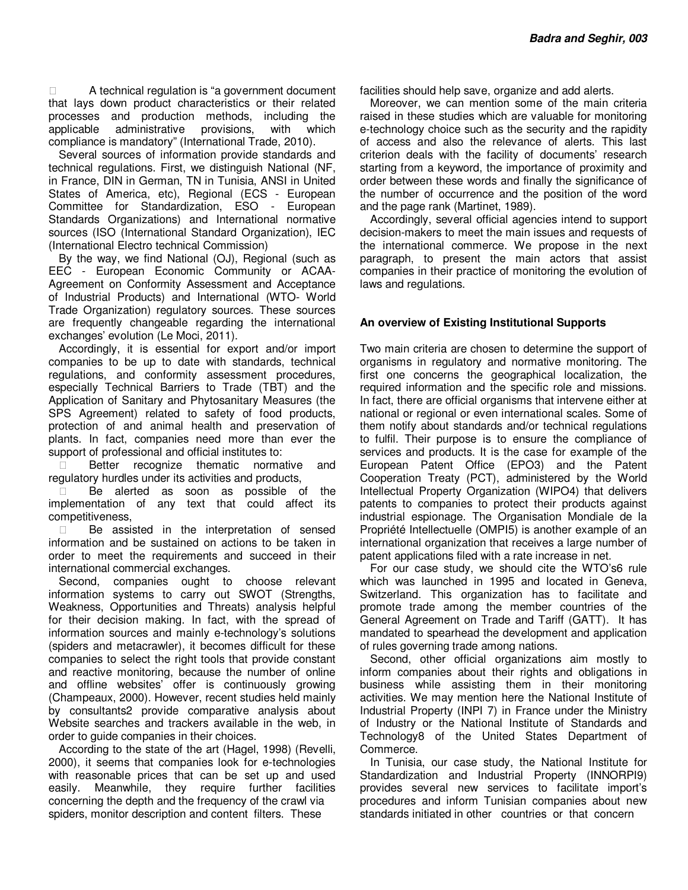- A technical regulation is "a government document that lays down product characteristics or their related processes and production methods, including the applicable administrative provisions, with which compliance is mandatory" (International Trade, 2010).

Several sources of information provide standards and technical regulations. First, we distinguish National (NF, in France, DIN in German, TN in Tunisia, ANSI in United States of America, etc), Regional (ECS - European Committee for Standardization, ESO - European Standards Organizations) and International normative sources (ISO (International Standard Organization), IEC (International Electro technical Commission)

By the way, we find National (OJ), Regional (such as EEC - European Economic Community or ACAA- Agreement on Conformity Assessment and Acceptance of Industrial Products) and International (WTO- World Trade Organization) regulatory sources. These sources are frequently changeable regarding the international exchanges' evolution (Le Moci, 2011).

Accordingly, it is essential for export and/or import companies to be up to date with standards, technical regulations, and conformity assessment procedures, especially Technical Barriers to Trade (TBT) and the Application of Sanitary and Phytosanitary Measures (the SPS Agreement) related to safety of food products, protection of and animal health and preservation of plants. In fact, companies need more than ever the support of professional and official institutes to:

- Better recognize thematic normative and regulatory hurdles under its activities and products,
- Be alerted as soon as possible of the implementation of any text that could affect its competitiveness,
- Be assisted in the interpretation of sensed information and be sustained on actions to be taken in order to meet the requirements and succeed in their international commercial exchanges.

Second, companies ought to choose relevant information systems to carry out SWOT (Strengths, Weakness, Opportunities and Threats) analysis helpful for their decision making. In fact, with the spread of information sources and mainly e-technology's solutions (spiders and metacrawler), it becomes difficult for these companies to select the right tools that provide constant and reactive monitoring, because the number of online and offline websites' offer is continuously growing (Champeaux, 2000). However, recent studies held mainly by consultants2 provide comparative analysis about Website searches and trackers available in the web, in order to guide companies in their choices.

According to the state of the art (Hagel, 1998) (Revelli, 2000), it seems that companies look for e-technologies with reasonable prices that can be set up and used easily. Meanwhile, they require further facilities concerning the depth and the frequency of the crawl via spiders, monitor description and content filters. These facilities should help save, organize and add alerts.

Moreover, we can mention some of the main criteria raised in these studies which are valuable for monitoring e-technology choice such as the security and the rapidity of access and also the relevance of alerts. This last criterion deals with the facility of documents' research starting from a keyword, the importance of proximity and order between these words and finally the significance of the number of occurrence and the position of the word and the page rank (Martinet, 1989).

Accordingly, several official agencies intend to support decision-makers to meet the main issues and requests of the international commerce. We propose in the next paragraph, to present the main actors that assist companies in their practice of monitoring the evolution of laws and regulations.

## An overview of Existing Institutional Supports

Two main criteria are chosen to determine the support of organisms in regulatory and normative monitoring. The first one concerns the geographical localization, the required information and the specific role and missions. In fact, there are official organisms that intervene either at national or regional or even international scales. Some of them notify about standards and/or technical regulations to fulfil. Their purpose is to ensure the compliance of services and products. It is the case for example of the European Patent Office (EPO3) and the Patent Cooperation Treaty (PCT), administered by the World Intellectual Property Organization (WIPO4) that delivers patents to companies to protect their products against industrial espionage. The Organisation Mondiale de la Propriété Intellectuelle (OMPI5) is another example of an international organization that receives a large number of patent applications filed with a rate increase in net.

For our case study, we should cite the WTO's6 rule which was launched in 1995 and located in Geneva, Switzerland. This organization has to facilitate and promote trade among the member countries of the General Agreement on Trade and Tariff (GATT). It has mandated to spearhead the development and application of rules governing trade among nations.

Second, other official organizations aim mostly to inform companies about their rights and obligations in business while assisting them in their monitoring activities. We may mention here the National Institute of Industrial Property (INPI 7) in France under the Ministry of Industry or the National Institute of Standards and Technology8 of the United States Department of Commerce.

In Tunisia, our case study, the National Institute for Standardization and Industrial Property (INNORPI9) provides several new services to facilitate import's procedures and inform Tunisian companies about new standards initiated in other countries or that concern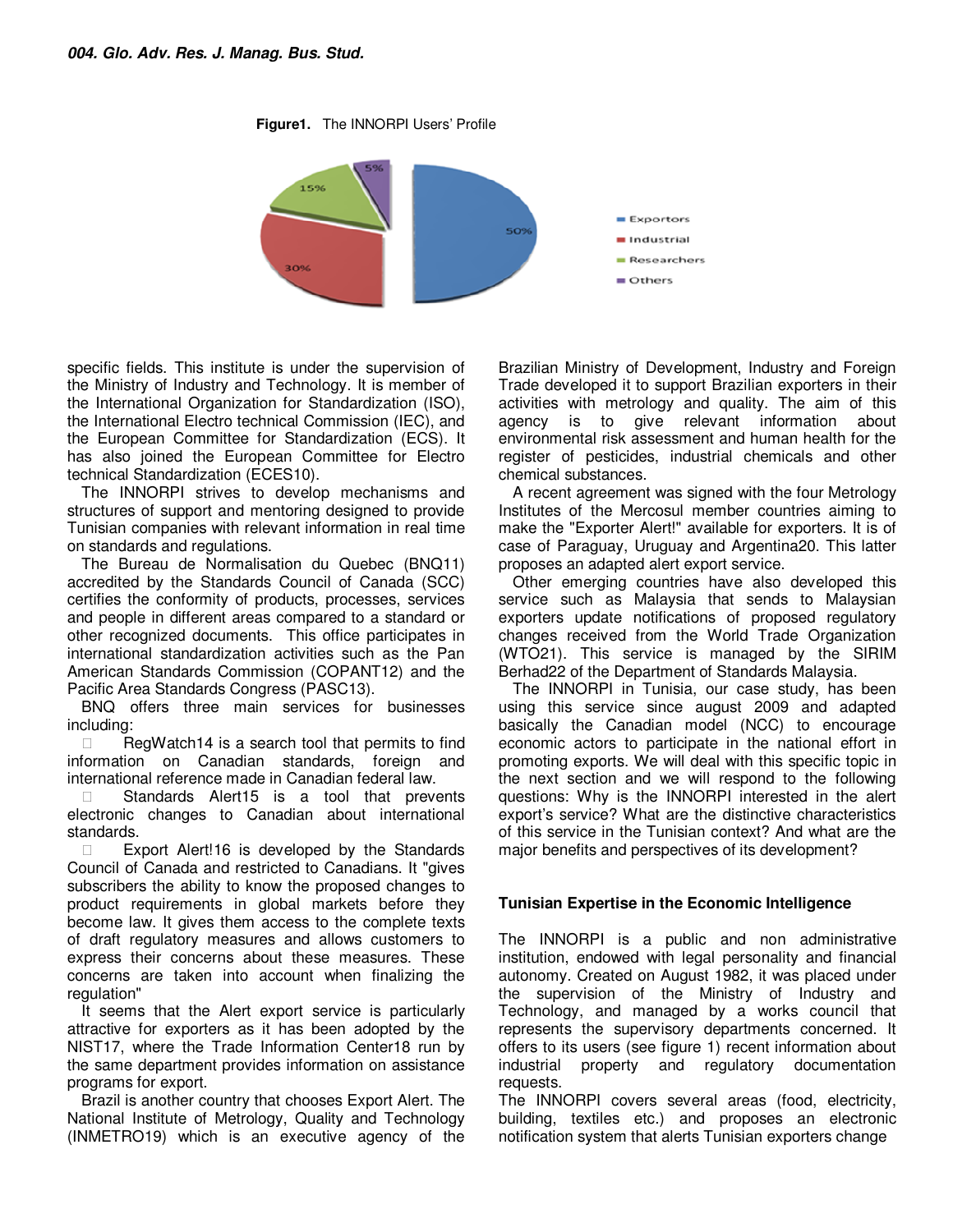**Figure1.** The INNORPI Users' Profile

specific fields. This institute is under the supervision of the Ministry of Industry and Technology. It is member of the International Organization for Standardization (ISO), the International Electro technical Commission (IEC), and the European Committee for Standardization (ECS). It has also joined the European Committee for Electro technical Standardization (ECES10).

The INNORPI strives to develop mechanisms and structures of support and mentoring designed to provide Tunisian companies with relevant information in real time on standards and regulations.

The Bureau de Normalisation du Quebec (BNQ11) accredited by the Standards Council of Canada (SCC) certifies the conformity of products, processes, services and people in different areas compared to a standard or other recognized documents. This office participates in international standardization activities such as the Pan American Standards Commission (COPANT12) and the Pacific Area Standards Congress (PASC13).

BNQ offers three main services for businesses including:

- RegWatch14 is a search tool that permits to find information on Canadian standards, foreign and international reference made in Canadian federal law.
- Standards Alert15 is a tool that prevents electronic changes to Canadian about international standards.
- Export Alert!16 is developed by the Standards Council of Canada and restricted to Canadians. It "gives subscribers the ability to know the proposed changes to product requirements in global markets before they become law. It gives them access to the complete texts of draft regulatory measures and allows customers to express their concerns about these measures. These concerns are taken into account when finalizing the regulation"

It seems that the Alert export service is particularly attractive for exporters as it has been adopted by the NIST17, where the Trade Information Center18 run by the same department provides information on assistance programs for export.

Brazil is another country that chooses Export Alert. The National Institute of Metrology, Quality and Technology (INMETRO19) which is an executive agency of the Brazilian Ministry of Development, Industry and Foreign Trade developed it to support Brazilian exporters in their activities with metrology and quality. The aim of this agency is to give relevant information about environmental risk assessment and human health for the register of pesticides, industrial chemicals and other chemical substances.

A recent agreement was signed with the four Metrology Institutes of the Mercosul member countries aiming to make the "Exporter Alert!" available for exporters. It is of case of Paraguay, Uruguay and Argentina20. This latter proposes an adapted alert export service.

Other emerging countries have also developed this service such as Malaysia that sends to Malaysian exporters update notifications of proposed regulatory changes received from the World Trade Organization (WTO21). This service is managed by the SIRIM Berhad22 of the Department of Standards Malaysia.

The INNORPI in Tunisia, our case study, has been using this service since august 2009 and adapted basically the Canadian model (NCC) to encourage economic actors to participate in the national effort in promoting exports. We will deal with this specific topic in the next section and we will respond to the following questions: Why is the INNORPI interested in the alert export's service? What are the distinctive characteristics of this service in the Tunisian context? And what are the major benefits and perspectives of its development?

## Tunisian Expertise in the Economic Intelligence

The INNORPI is a public and non administrative institution, endowed with legal personality and financial autonomy. Created on August 1982, it was placed under the supervision of the Ministry of Industry and Technology, and managed by a works council that represents the supervisory departments concerned. It offers to its users (see figure 1) recent information about industrial property and regulatory documentation requests.

The INNORPI covers several areas (food, electricity, building, textiles etc.) and proposes an electronic notification system that alerts Tunisian exporters change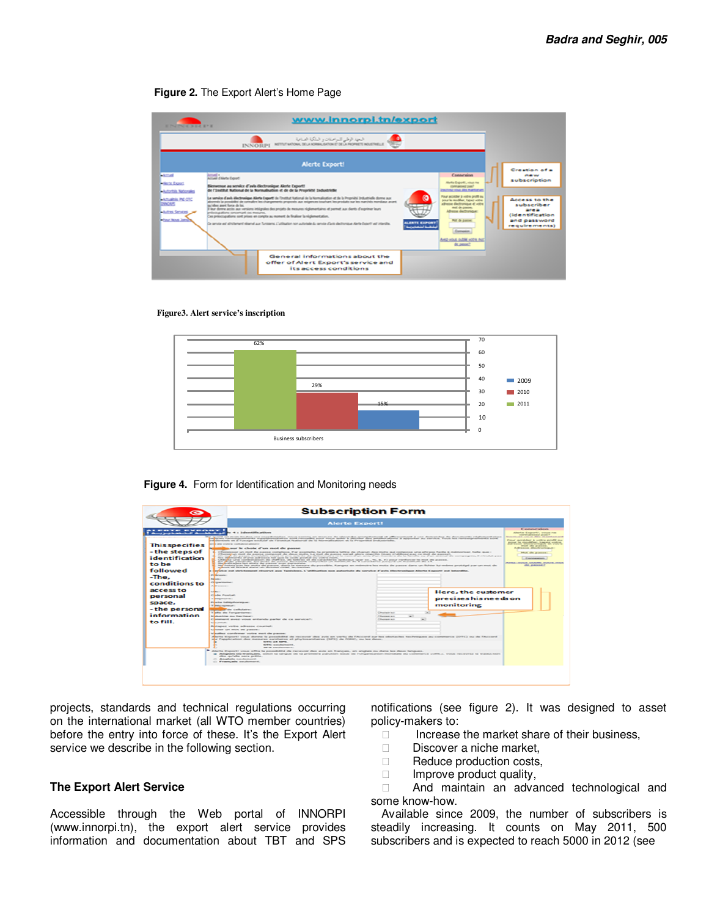**Figure 2.** The Export Alert's Home Page

**Figure3. Alert service's inscription**

**Figure 4.** Form for Identification and Monitoring needs

projects, standards and technical regulations occurring on the international market (all WTO member countries) before the entry into force of these. It's the Export Alert service we describe in the following section.

### The Export Alert Service

Accessible through the Web portal of INNORPI (www.innorpi.tn), the export alert service provides information and documentation about TBT and SPS notifications (see figure 2). It was designed to asset policy-makers to:

- Increase the market share of their business,
- Discover a niche market,
- Reduce production costs,
- Improve product quality,
- And maintain an advanced technological and some know-how.

Available since 2009, the number of subscribers is steadily increasing. It counts on May 2011, 500 subscribers and is expected to reach 5000 in 2012 (see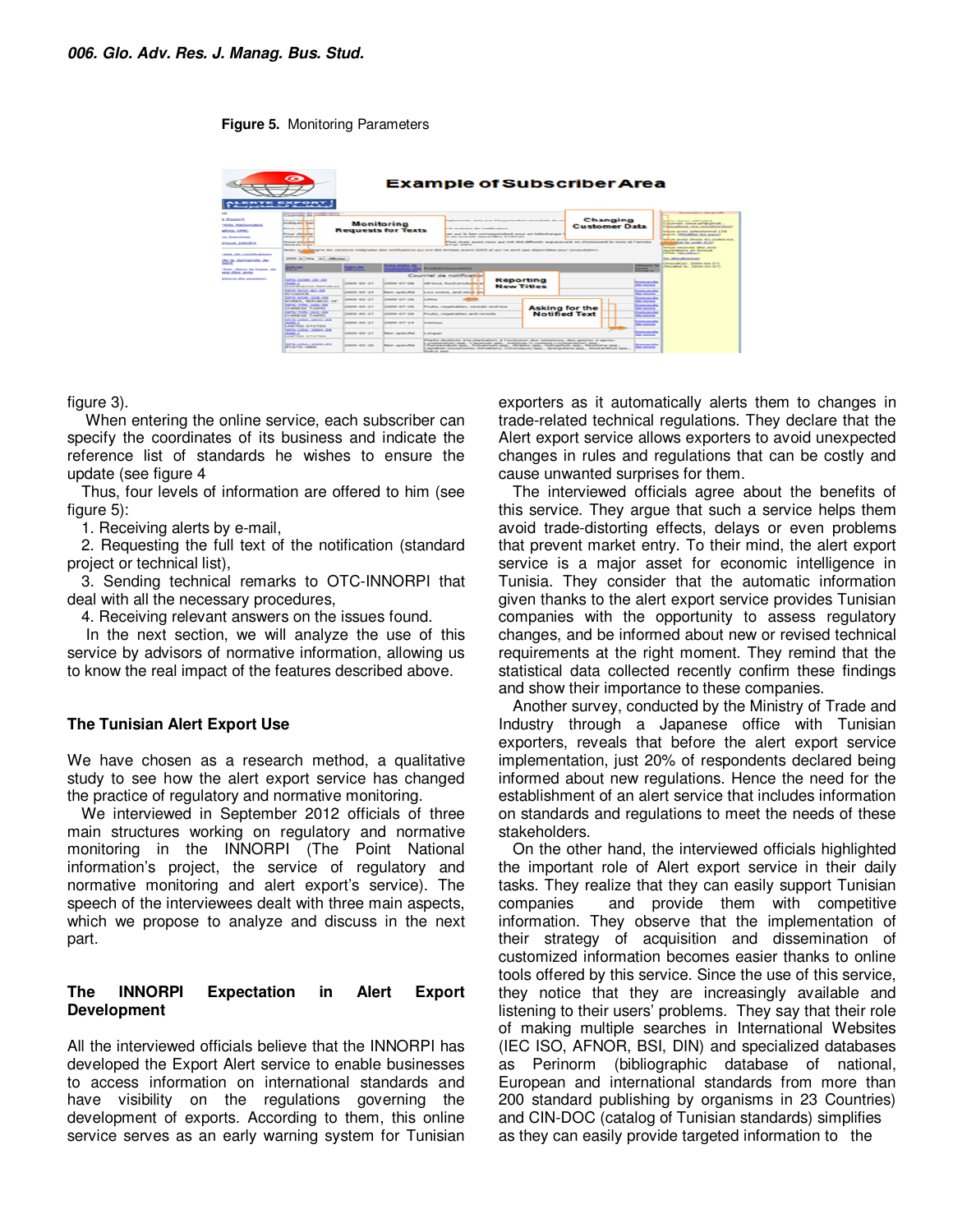Figure 5. Monitoring Parameters

figure 3).

When entering the online service, each subscriber can specify the coordinates of its business and indicate the reference list of standards he wishes to ensure the update (see figure 4

Thus, four levels of information are offered to him (see figure 5):

1. Receiving alerts by e-mail,
2. Requesting the full text of the notification (standard project or technical list),
3. Sending technical remarks to OTC-INNORPI that deal with all the necessary procedures,
4. Receiving relevant answers on the issues found.

In the next section, we will analyze the use of this service by advisors of normative information, allowing us to know the real impact of the features described above.

## The Tunisian Alert Export Use

We have chosen as a research method, a qualitative study to see how the alert export service has changed the practice of regulatory and normative monitoring.

We interviewed in September 2012 officials of three main structures working on regulatory and normative monitoring in the INNORPI (The Point National information's project, the service of regulatory and normative monitoring and alert export's service). The speech of the interviewees dealt with three main aspects, which we propose to analyze and discuss in the next part.

### The INNORPI Expectation in Alert Export Development

All the interviewed officials believe that the INNORPI has developed the Export Alert service to enable businesses to access information on international standards and have visibility on the regulations governing the development of exports. According to them, this online service serves as an early warning system for Tunisian exporters as it automatically alerts them to changes in trade-related technical regulations. They declare that the Alert export service allows exporters to avoid unexpected changes in rules and regulations that can be costly and cause unwanted surprises for them.

The interviewed officials agree about the benefits of this service. They argue that such a service helps them avoid trade-distorting effects, delays or even problems that prevent market entry. To their mind, the alert export service is a major asset for economic intelligence in Tunisia. They consider that the automatic information given thanks to the alert export service provides Tunisian companies with the opportunity to assess regulatory changes, and be informed about new or revised technical requirements at the right moment. They remind that the statistical data collected recently confirm these findings and show their importance to these companies.

Another survey, conducted by the Ministry of Trade and Industry through a Japanese office with Tunisian exporters, reveals that before the alert export service implementation, just 20% of respondents declared being informed about new regulations. Hence the need for the establishment of an alert service that includes information on standards and regulations to meet the needs of these stakeholders.

On the other hand, the interviewed officials highlighted the important role of Alert export service in their daily tasks. They realize that they can easily support Tunisian companies and provide them with competitive information. They observe that the implementation of their strategy of acquisition and dissemination of customized information becomes easier thanks to online tools offered by this service. Since the use of this service, they notice that they are increasingly available and listening to their users' problems. They say that their role of making multiple searches in International Websites (IEC ISO, AFNOR, BSI, DIN) and specialized databases as Perinorm (bibliographic database of national, European and international standards from more than 200 standard publishing by organisms in 23 Countries) and CIN-DOC (catalog of Tunisian standards) simplifies as they can easily provide targeted information to the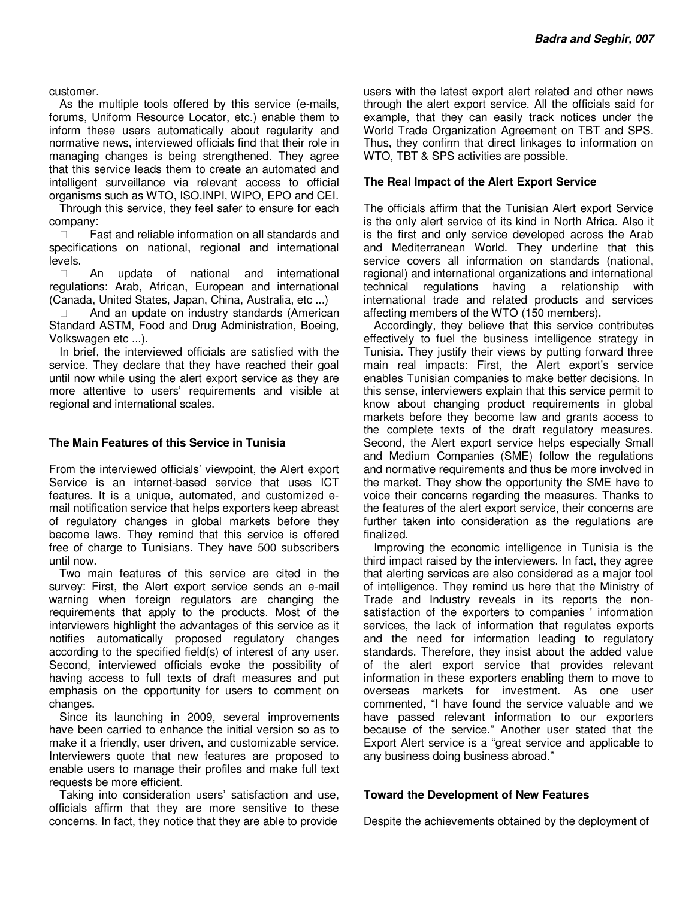customer.

As the multiple tools offered by this service (e-mails, forums, Uniform Resource Locator, etc.) enable them to inform these users automatically about regularity and normative news, interviewed officials find that their role in managing changes is being strengthened. They agree that this service leads them to create an automated and intelligent surveillance via relevant access to official organisms such as WTO, ISO,INPI, WIPO, EPO and CEI.

Through this service, they feel safer to ensure for each company:

- Fast and reliable information on all standards and specifications on national, regional and international levels.
- An update of national and international regulations: Arab, African, European and international (Canada, United States, Japan, China, Australia, etc ...)
- And an update on industry standards (American Standard ASTM, Food and Drug Administration, Boeing, Volkswagen etc ...).

In brief, the interviewed officials are satisfied with the service. They declare that they have reached their goal until now while using the alert export service as they are more attentive to users' requirements and visible at regional and international scales.

## The Main Features of this Service in Tunisia

From the interviewed officials' viewpoint, the Alert export Service is an internet-based service that uses ICT features. It is a unique, automated, and customized e-mail notification service that helps exporters keep abreast of regulatory changes in global markets before they become laws. They remind that this service is offered free of charge to Tunisians. They have 500 subscribers until now.

Two main features of this service are cited in the survey: First, the Alert export service sends an e-mail warning when foreign regulators are changing the requirements that apply to the products. Most of the interviewers highlight the advantages of this service as it notifies automatically proposed regulatory changes according to the specified field(s) of interest of any user. Second, interviewed officials evoke the possibility of having access to full texts of draft measures and put emphasis on the opportunity for users to comment on changes.

Since its launching in 2009, several improvements have been carried to enhance the initial version so as to make it a friendly, user driven, and customizable service. Interviewers quote that new features are proposed to enable users to manage their profiles and make full text requests be more efficient.

Taking into consideration users' satisfaction and use, officials affirm that they are more sensitive to these concerns. In fact, they notice that they are able to provide users with the latest export alert related and other news through the alert export service. All the officials said for example, that they can easily track notices under the World Trade Organization Agreement on TBT and SPS. Thus, they confirm that direct linkages to information on WTO, TBT & SPS activities are possible.

## The Real Impact of the Alert Export Service

The officials affirm that the Tunisian Alert export Service is the only alert service of its kind in North Africa. Also it is the first and only service developed across the Arab and Mediterranean World. They underline that this service covers all information on standards (national, regional) and international organizations and international technical regulations having a relationship with international trade and related products and services affecting members of the WTO (150 members).

Accordingly, they believe that this service contributes effectively to fuel the business intelligence strategy in Tunisia. They justify their views by putting forward three main real impacts: First, the Alert export's service enables Tunisian companies to make better decisions. In this sense, interviewers explain that this service permit to know about changing product requirements in global markets before they become law and grants access to the complete texts of the draft regulatory measures. Second, the Alert export service helps especially Small and Medium Companies (SME) follow the regulations and normative requirements and thus be more involved in the market. They show the opportunity the SME have to voice their concerns regarding the measures. Thanks to the features of the alert export service, their concerns are further taken into consideration as the regulations are finalized.

Improving the economic intelligence in Tunisia is the third impact raised by the interviewers. In fact, they agree that alerting services are also considered as a major tool of intelligence. They remind us here that the Ministry of Trade and Industry reveals in its reports the non-satisfaction of the exporters to companies ' information services, the lack of information that regulates exports and the need for information leading to regulatory standards. Therefore, they insist about the added value of the alert export service that provides relevant information in these exporters enabling them to move to overseas markets for investment. As one user commented, "I have found the service valuable and we have passed relevant information to our exporters because of the service." Another user stated that the Export Alert service is a "great service and applicable to any business doing business abroad."

## Toward the Development of New Features

Despite the achievements obtained by the deployment of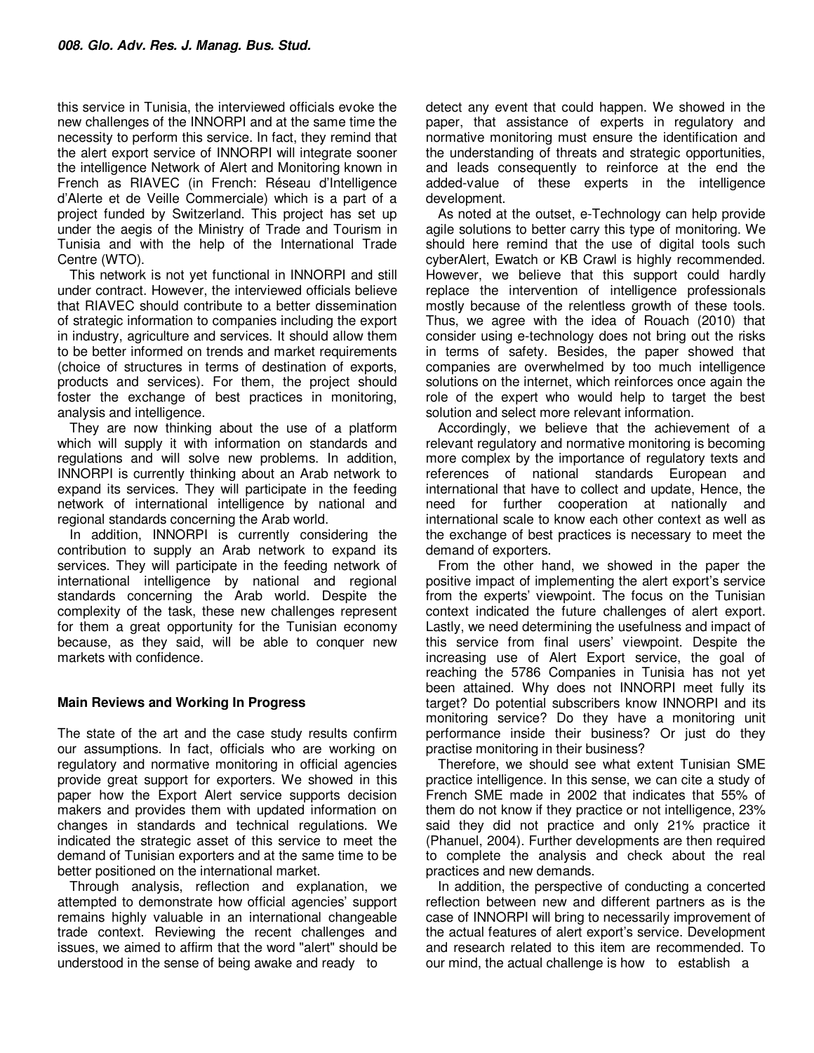this service in Tunisia, the interviewed officials evoke the new challenges of the INNORPI and at the same time the necessity to perform this service. In fact, they remind that the alert export service of INNORPI will integrate sooner the intelligence Network of Alert and Monitoring known in French as RIAVEC (in French: Réseau d'Intelligence d'Alerte et de Veille Commerciale) which is a part of a project funded by Switzerland. This project has set up under the aegis of the Ministry of Trade and Tourism in Tunisia and with the help of the International Trade Centre (WTO).

This network is not yet functional in INNORPI and still under contract. However, the interviewed officials believe that RIAVEC should contribute to a better dissemination of strategic information to companies including the export in industry, agriculture and services. It should allow them to be better informed on trends and market requirements (choice of structures in terms of destination of exports, products and services). For them, the project should foster the exchange of best practices in monitoring, analysis and intelligence.

They are now thinking about the use of a platform which will supply it with information on standards and regulations and will solve new problems. In addition, INNORPI is currently thinking about an Arab network to expand its services. They will participate in the feeding network of international intelligence by national and regional standards concerning the Arab world.

In addition, INNORPI is currently considering the contribution to supply an Arab network to expand its services. They will participate in the feeding network of international intelligence by national and regional standards concerning the Arab world. Despite the complexity of the task, these new challenges represent for them a great opportunity for the Tunisian economy because, as they said, will be able to conquer new markets with confidence.

## Main Reviews and Working In Progress

The state of the art and the case study results confirm our assumptions. In fact, officials who are working on regulatory and normative monitoring in official agencies provide great support for exporters. We showed in this paper how the Export Alert service supports decision makers and provides them with updated information on changes in standards and technical regulations. We indicated the strategic asset of this service to meet the demand of Tunisian exporters and at the same time to be better positioned on the international market.

Through analysis, reflection and explanation, we attempted to demonstrate how official agencies' support remains highly valuable in an international changeable trade context. Reviewing the recent challenges and issues, we aimed to affirm that the word "alert" should be understood in the sense of being awake and ready to detect any event that could happen. We showed in the paper, that assistance of experts in regulatory and normative monitoring must ensure the identification and the understanding of threats and strategic opportunities, and leads consequently to reinforce at the end the added-value of these experts in the intelligence development.

As noted at the outset, e-Technology can help provide agile solutions to better carry this type of monitoring. We should here remind that the use of digital tools such cyberAlert, Ewatch or KB Crawl is highly recommended. However, we believe that this support could hardly replace the intervention of intelligence professionals mostly because of the relentless growth of these tools. Thus, we agree with the idea of Rouach (2010) that consider using e-technology does not bring out the risks in terms of safety. Besides, the paper showed that companies are overwhelmed by too much intelligence solutions on the internet, which reinforces once again the role of the expert who would help to target the best solution and select more relevant information.

Accordingly, we believe that the achievement of a relevant regulatory and normative monitoring is becoming more complex by the importance of regulatory texts and references of national standards European and international that have to collect and update, Hence, the need for further cooperation at nationally and international scale to know each other context as well as the exchange of best practices is necessary to meet the demand of exporters.

From the other hand, we showed in the paper the positive impact of implementing the alert export's service from the experts' viewpoint. The focus on the Tunisian context indicated the future challenges of alert export. Lastly, we need determining the usefulness and impact of this service from final users' viewpoint. Despite the increasing use of Alert Export service, the goal of reaching the 5786 Companies in Tunisia has not yet been attained. Why does not INNORPI meet fully its target? Do potential subscribers know INNORPI and its monitoring service? Do they have a monitoring unit performance inside their business? Or just do they practise monitoring in their business?

Therefore, we should see what extent Tunisian SME practice intelligence. In this sense, we can cite a study of French SME made in 2002 that indicates that 55% of them do not know if they practice or not intelligence, 23% said they did not practice and only 21% practice it (Phanuel, 2004). Further developments are then required to complete the analysis and check about the real practices and new demands.

In addition, the perspective of conducting a concerted reflection between new and different partners as is the case of INNORPI will bring to necessarily improvement of the actual features of alert export's service. Development and research related to this item are recommended. To our mind, the actual challenge is how to establish a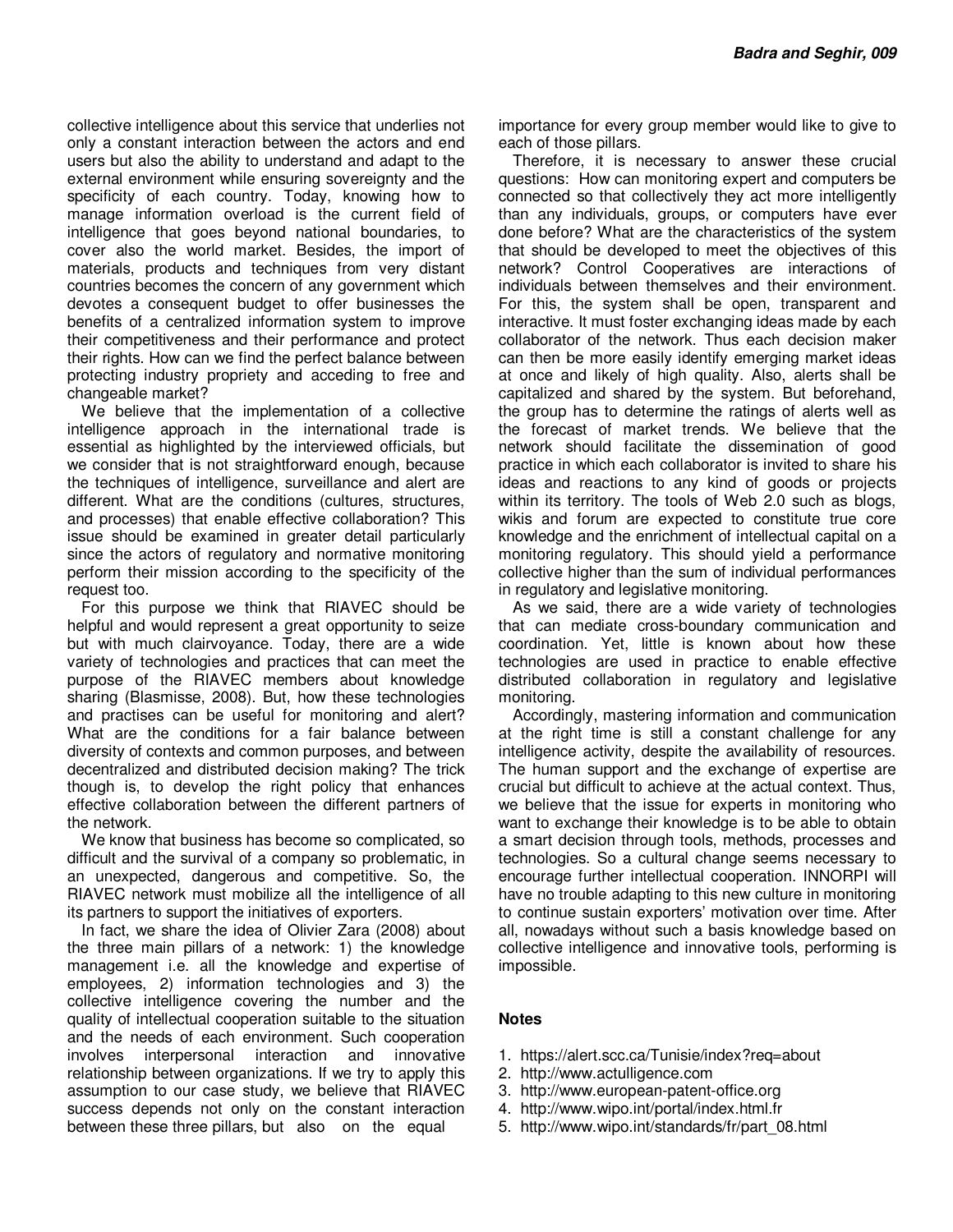collective intelligence about this service that underlies not only a constant interaction between the actors and end users but also the ability to understand and adapt to the external environment while ensuring sovereignty and the specificity of each country. Today, knowing how to manage information overload is the current field of intelligence that goes beyond national boundaries, to cover also the world market. Besides, the import of materials, products and techniques from very distant countries becomes the concern of any government which devotes a consequent budget to offer businesses the benefits of a centralized information system to improve their competitiveness and their performance and protect their rights. How can we find the perfect balance between protecting industry propriety and acceding to free and changeable market?

We believe that the implementation of a collective intelligence approach in the international trade is essential as highlighted by the interviewed officials, but we consider that is not straightforward enough, because the techniques of intelligence, surveillance and alert are different. What are the conditions (cultures, structures, and processes) that enable effective collaboration? This issue should be examined in greater detail particularly since the actors of regulatory and normative monitoring perform their mission according to the specificity of the request too.

For this purpose we think that RIAVEC should be helpful and would represent a great opportunity to seize but with much clairvoyance. Today, there are a wide variety of technologies and practices that can meet the purpose of the RIAVEC members about knowledge sharing (Blasmisse, 2008). But, how these technologies and practises can be useful for monitoring and alert? What are the conditions for a fair balance between diversity of contexts and common purposes, and between decentralized and distributed decision making? The trick though is, to develop the right policy that enhances effective collaboration between the different partners of the network.

We know that business has become so complicated, so difficult and the survival of a company so problematic, in an unexpected, dangerous and competitive. So, the RIAVEC network must mobilize all the intelligence of all its partners to support the initiatives of exporters.

In fact, we share the idea of Olivier Zara (2008) about the three main pillars of a network: 1) the knowledge management i.e. all the knowledge and expertise of employees, 2) information technologies and 3) the collective intelligence covering the number and the quality of intellectual cooperation suitable to the situation and the needs of each environment. Such cooperation involves interpersonal interaction and innovative relationship between organizations. If we try to apply this assumption to our case study, we believe that RIAVEC success depends not only on the constant interaction between these three pillars, but also on the equal importance for every group member would like to give to each of those pillars.

Therefore, it is necessary to answer these crucial questions: How can monitoring expert and computers be connected so that collectively they act more intelligently than any individuals, groups, or computers have ever done before? What are the characteristics of the system that should be developed to meet the objectives of this network? Control Cooperatives are interactions of individuals between themselves and their environment. For this, the system shall be open, transparent and interactive. It must foster exchanging ideas made by each collaborator of the network. Thus each decision maker can then be more easily identify emerging market ideas at once and likely of high quality. Also, alerts shall be capitalized and shared by the system. But beforehand, the group has to determine the ratings of alerts well as the forecast of market trends. We believe that the network should facilitate the dissemination of good practice in which each collaborator is invited to share his ideas and reactions to any kind of goods or projects within its territory. The tools of Web 2.0 such as blogs, wikis and forum are expected to constitute true core knowledge and the enrichment of intellectual capital on a monitoring regulatory. This should yield a performance collective higher than the sum of individual performances in regulatory and legislative monitoring.

As we said, there are a wide variety of technologies that can mediate cross-boundary communication and coordination. Yet, little is known about how these technologies are used in practice to enable effective distributed collaboration in regulatory and legislative monitoring.

Accordingly, mastering information and communication at the right time is still a constant challenge for any intelligence activity, despite the availability of resources. The human support and the exchange of expertise are crucial but difficult to achieve at the actual context. Thus, we believe that the issue for experts in monitoring who want to exchange their knowledge is to be able to obtain a smart decision through tools, methods, processes and technologies. So a cultural change seems necessary to encourage further intellectual cooperation. INNORPI will have no trouble adapting to this new culture in monitoring to continue sustain exporters' motivation over time. After all, nowadays without such a basis knowledge based on collective intelligence and innovative tools, performing is impossible.

## Notes

1. https://alert.scc.ca/Tunisie/index?req=about
2. http://www.actulligence.com
3. http://www.european-patent-office.org
4. http://www.wipo.int/portal/index.html.fr
5. http://www.wipo.int/standards/fr/part_08.html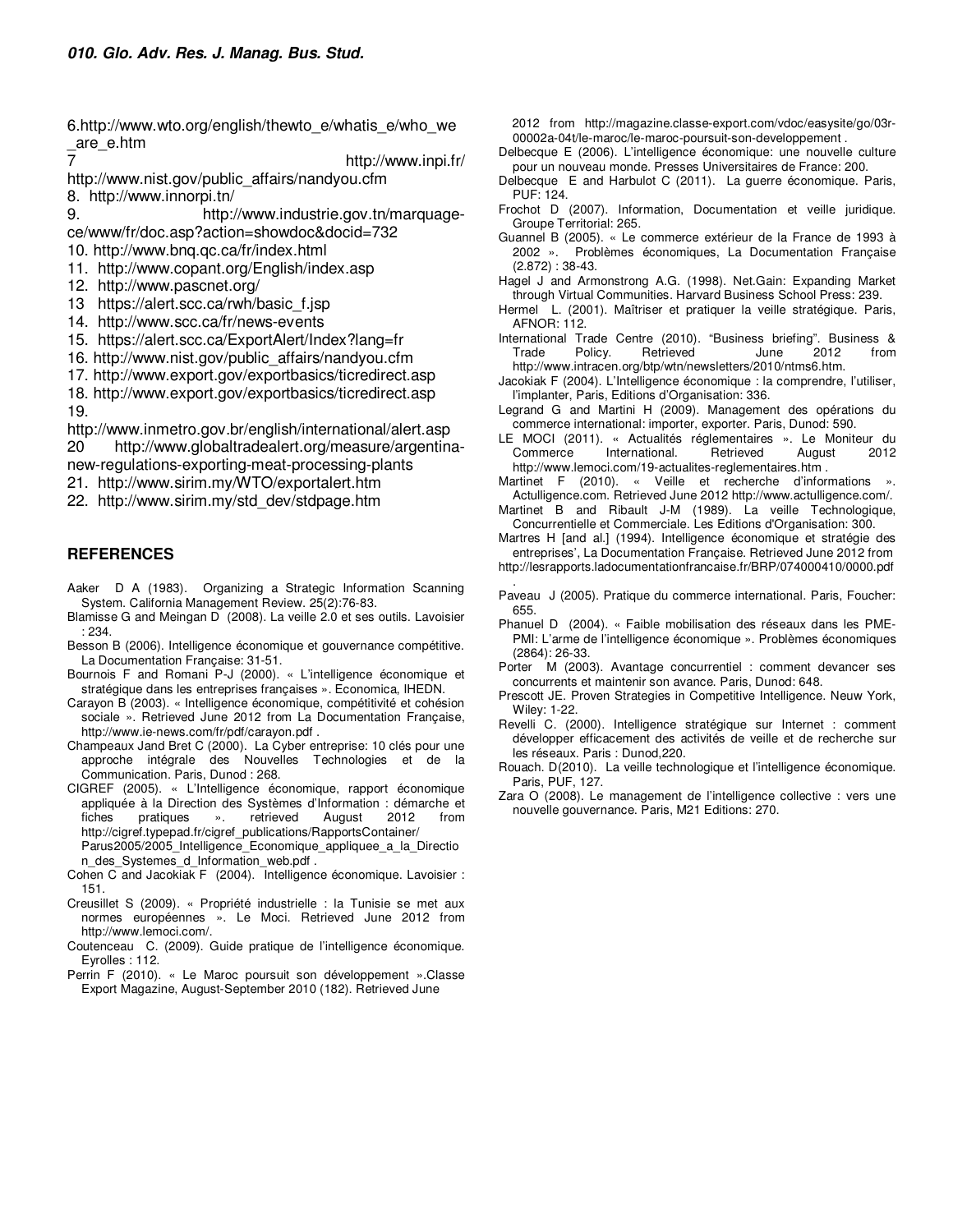6.http://www.wto.org/english/thewto_e/whatis_e/who_we_are_e.htm
7 http://www.inpi.fr/ http://www.nist.gov/public_affairs/nandyou.cfm
8. http://www.innorpi.tn/
9. http://www.industrie.gov.tn/marquage-ce/www/fr/doc.asp?action=showdoc&docid=732
10. http://www.bnq.qc.ca/fr/index.html
11. http://www.copant.org/English/index.asp
12. http://www.pascnet.org/
13 https://alert.scc.ca/rwh/basic_f.jsp
14. http://www.scc.ca/fr/news-events
15. https://alert.scc.ca/ExportAlert/Index?lang=fr
16. http://www.nist.gov/public_affairs/nandyou.cfm
17. http://www.export.gov/exportbasics/ticredirect.asp
18. http://www.export.gov/exportbasics/ticredirect.asp
19. http://www.inmetro.gov.br/english/international/alert.asp
20 http://www.globaltradealert.org/measure/argentina-new-regulations-exporting-meat-processing-plants
21. http://www.sirim.my/WTO/exportalert.htm
22. http://www.sirim.my/std_dev/stdpage.htm

## REFERENCES

Aaker D A (1983). Organizing a Strategic Information Scanning System. California Management Review. 25(2):76-83.

Blamisse G and Meingan D (2008). La veille 2.0 et ses outils. Lavoisier : 234.

Besson B (2006). Intelligence économique et gouvernance compétitive. La Documentation Française: 31-51.

Bournois F and Romani P-J (2000). « L'intelligence économique et stratégique dans les entreprises françaises ». Economica, IHEDN.

Carayon B (2003). « Intelligence économique, compétitivité et cohésion sociale ». Retrieved June 2012 from La Documentation Française, http://www.ie-news.com/fr/pdf/carayon.pdf .

Champeaux Jand Bret C (2000). La Cyber entreprise: 10 clés pour une approche intégrale des Nouvelles Technologies et de la Communication. Paris, Dunod : 268.

CIGREF (2005). « L'Intelligence économique, rapport économique appliquée à la Direction des Systèmes d'Information : démarche et fiches pratiques ». retrieved August 2012 from http://cigref.typepad.fr/cigref_publications/RapportsContainer/Parus2005/2005_Intelligence_Economique_appliquee_a_la_Direction_des_Systemes_d_Information_web.pdf .

Cohen C and Jacokiak F (2004). Intelligence économique. Lavoisier : 151.

Creusillet S (2009). « Propriété industrielle : la Tunisie se met aux normes européennes ». Le Moci. Retrieved June 2012 from http://www.lemoci.com/.

Coutenceau C. (2009). Guide pratique de l'intelligence économique. Eyrolles : 112.

Perrin F (2010). « Le Maroc poursuit son développement ».Classe Export Magazine, August-September 2010 (182). Retrieved June 2012 from http://magazine.classe-export.com/vdoc/easysite/go/03r-00002a-04t/le-maroc/le-maroc-poursuit-son-developpement .

Delbecque E (2006). L'intelligence économique: une nouvelle culture pour un nouveau monde. Presses Universitaires de France: 200.

Delbecque E and Harbulot C (2011). La guerre économique. Paris, PUF: 124.

Frochot D (2007). Information, Documentation et veille juridique. Groupe Territorial: 265.

Guannel B (2005). « Le commerce extérieur de la France de 1993 à 2002 ». Problèmes économiques, La Documentation Française (2.872) : 38-43.

Hagel J and Armonstrong A.G. (1998). Net.Gain: Expanding Market through Virtual Communities. Harvard Business School Press: 239.

Hermel L. (2001). Maîtriser et pratiquer la veille stratégique. Paris, AFNOR: 112.

International Trade Centre (2010). "Business briefing". Business & Trade Policy. Retrieved June 2012 from http://www.intracen.org/btp/wtn/newsletters/2010/ntms6.htm.

Jacokiak F (2004). L'Intelligence économique : la comprendre, l'utiliser, l'implanter, Paris, Editions d'Organisation: 336.

Legrand G and Martini H (2009). Management des opérations du commerce international: importer, exporter. Paris, Dunod: 590.

LE MOCI (2011). « Actualités réglementaires ». Le Moniteur du Commerce International. Retrieved August 2012 http://www.lemoci.com/19-actualites-reglementaires.htm .

Martinet F (2010). « Veille et recherche d'informations ». Actulligence.com. Retrieved June 2012 http://www.actulligence.com/.

Martinet B and Ribault J-M (1989). La veille Technologique, Concurrentielle et Commerciale. Les Editions d'Organisation: 300.

Martres H [and al.] (1994). Intelligence économique et stratégie des entreprises', La Documentation Française. Retrieved June 2012 from http://lesrapports.ladocumentationfrancaise.fr/BRP/074000410/0000.pdf .

Paveau J (2005). Pratique du commerce international. Paris, Foucher: 655.

Phanuel D (2004). « Faible mobilisation des réseaux dans les PME-PMI: L'arme de l'intelligence économique ». Problèmes économiques (2864): 26-33.

Porter M (2003). Avantage concurrentiel : comment devancer ses concurrents et maintenir son avance. Paris, Dunod: 648.

Prescott JE. Proven Strategies in Competitive Intelligence. Neuw York, Wiley: 1-22.

Revelli C. (2000). Intelligence stratégique sur Internet : comment développer efficacement des activités de veille et de recherche sur les réseaux. Paris : Dunod,220.

Rouach. D(2010). La veille technologique et l'intelligence économique. Paris, PUF, 127.

Zara O (2008). Le management de l'intelligence collective : vers une nouvelle gouvernance. Paris, M21 Editions: 270.